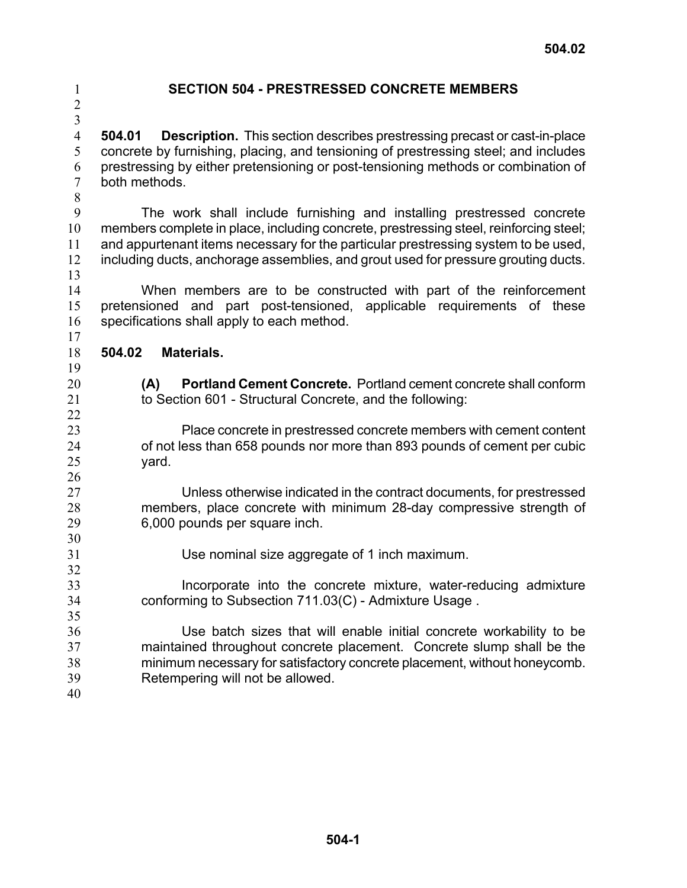# SECTION 504 - PRESTRESSED CONCRETE MEMBERS

**504.01 Description.** This section describes prestressing precast or cast-in-place concrete by furnishing, placing, and tensioning of prestressing steel; and includes prestressing by either pretensioning or post-tensioning methods or combination of both methods.

The work shall include furnishing and installing prestressed concrete members complete in place, including concrete, prestressing steel, reinforcing steel; and appurtenant items necessary for the particular prestressing system to be used, including ducts, anchorage assemblies, and grout used for pressure grouting ducts.

When members are to be constructed with part of the reinforcement pretensioned and part post-tensioned, applicable requirements of these specifications shall apply to each method.

**504.02 Materials.**

**(A) Portland Cement Concrete.** Portland cement concrete shall conform to Section 601 - Structural Concrete, and the following:

Place concrete in prestressed concrete members with cement content of not less than 658 pounds nor more than 893 pounds of cement per cubic yard.

Unless otherwise indicated in the contract documents, for prestressed members, place concrete with minimum 28-day compressive strength of 6,000 pounds per square inch.

Use nominal size aggregate of 1 inch maximum.

Incorporate into the concrete mixture, water-reducing admixture conforming to Subsection 711.03(C) - Admixture Usage .

Use batch sizes that will enable initial concrete workability to be maintained throughout concrete placement. Concrete slump shall be the minimum necessary for satisfactory concrete placement, without honeycomb. Retempering will not be allowed.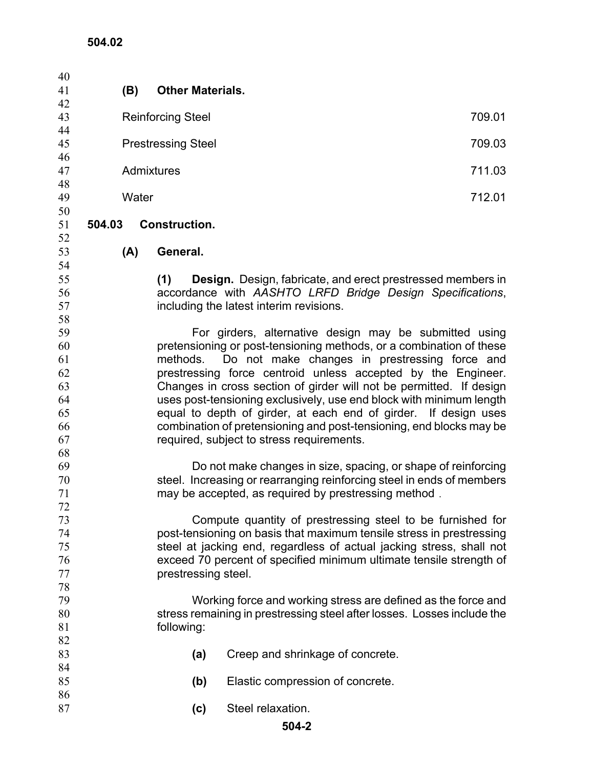**(B) Other Materials.**

| | |
|---|---|
| Reinforcing Steel | 709.01 |
| Prestressing Steel | 709.03 |
| Admixtures | 711.03 |
| Water | 712.01 |

## 504.03 Construction.

### (A) General.

**(1) Design.** Design, fabricate, and erect prestressed members in accordance with *AASHTO LRFD Bridge Design Specifications*, including the latest interim revisions.

For girders, alternative design may be submitted using pretensioning or post-tensioning methods, or a combination of these methods. Do not make changes in prestressing force and prestressing force centroid unless accepted by the Engineer. Changes in cross section of girder will not be permitted. If design uses post-tensioning exclusively, use end block with minimum length equal to depth of girder, at each end of girder. If design uses combination of pretensioning and post-tensioning, end blocks may be required, subject to stress requirements.

Do not make changes in size, spacing, or shape of reinforcing steel. Increasing or rearranging reinforcing steel in ends of members may be accepted, as required by prestressing method .

Compute quantity of prestressing steel to be furnished for post-tensioning on basis that maximum tensile stress in prestressing steel at jacking end, regardless of actual jacking stress, shall not exceed 70 percent of specified minimum ultimate tensile strength of prestressing steel.

Working force and working stress are defined as the force and stress remaining in prestressing steel after losses. Losses include the following:

**(a)** Creep and shrinkage of concrete.

**(b)** Elastic compression of concrete.

**(c)** Steel relaxation.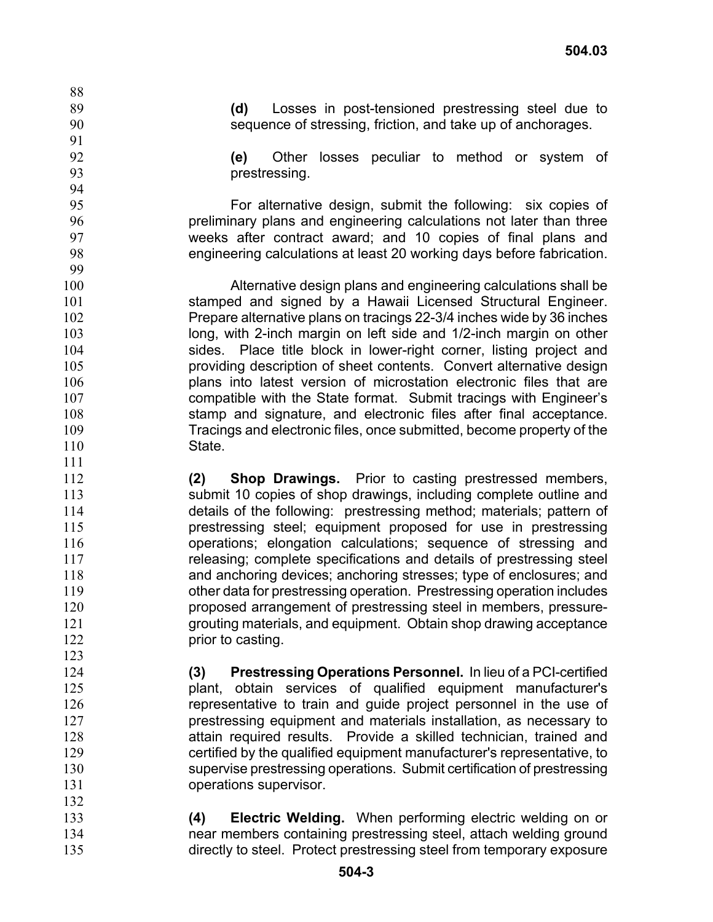**(d)** Losses in post-tensioned prestressing steel due to sequence of stressing, friction, and take up of anchorages.

**(e)** Other losses peculiar to method or system of prestressing.

For alternative design, submit the following: six copies of preliminary plans and engineering calculations not later than three weeks after contract award; and 10 copies of final plans and engineering calculations at least 20 working days before fabrication.

Alternative design plans and engineering calculations shall be stamped and signed by a Hawaii Licensed Structural Engineer. Prepare alternative plans on tracings 22-3/4 inches wide by 36 inches long, with 2-inch margin on left side and 1/2-inch margin on other sides. Place title block in lower-right corner, listing project and providing description of sheet contents. Convert alternative design plans into latest version of microstation electronic files that are compatible with the State format. Submit tracings with Engineer's stamp and signature, and electronic files after final acceptance. Tracings and electronic files, once submitted, become property of the State.

**(2) Shop Drawings.** Prior to casting prestressed members, submit 10 copies of shop drawings, including complete outline and details of the following: prestressing method; materials; pattern of prestressing steel; equipment proposed for use in prestressing operations; elongation calculations; sequence of stressing and releasing; complete specifications and details of prestressing steel and anchoring devices; anchoring stresses; type of enclosures; and other data for prestressing operation. Prestressing operation includes proposed arrangement of prestressing steel in members, pressure-grouting materials, and equipment. Obtain shop drawing acceptance prior to casting.

**(3) Prestressing Operations Personnel.** In lieu of a PCI-certified plant, obtain services of qualified equipment manufacturer's representative to train and guide project personnel in the use of prestressing equipment and materials installation, as necessary to attain required results. Provide a skilled technician, trained and certified by the qualified equipment manufacturer's representative, to supervise prestressing operations. Submit certification of prestressing operations supervisor.

**(4) Electric Welding.** When performing electric welding on or near members containing prestressing steel, attach welding ground directly to steel. Protect prestressing steel from temporary exposure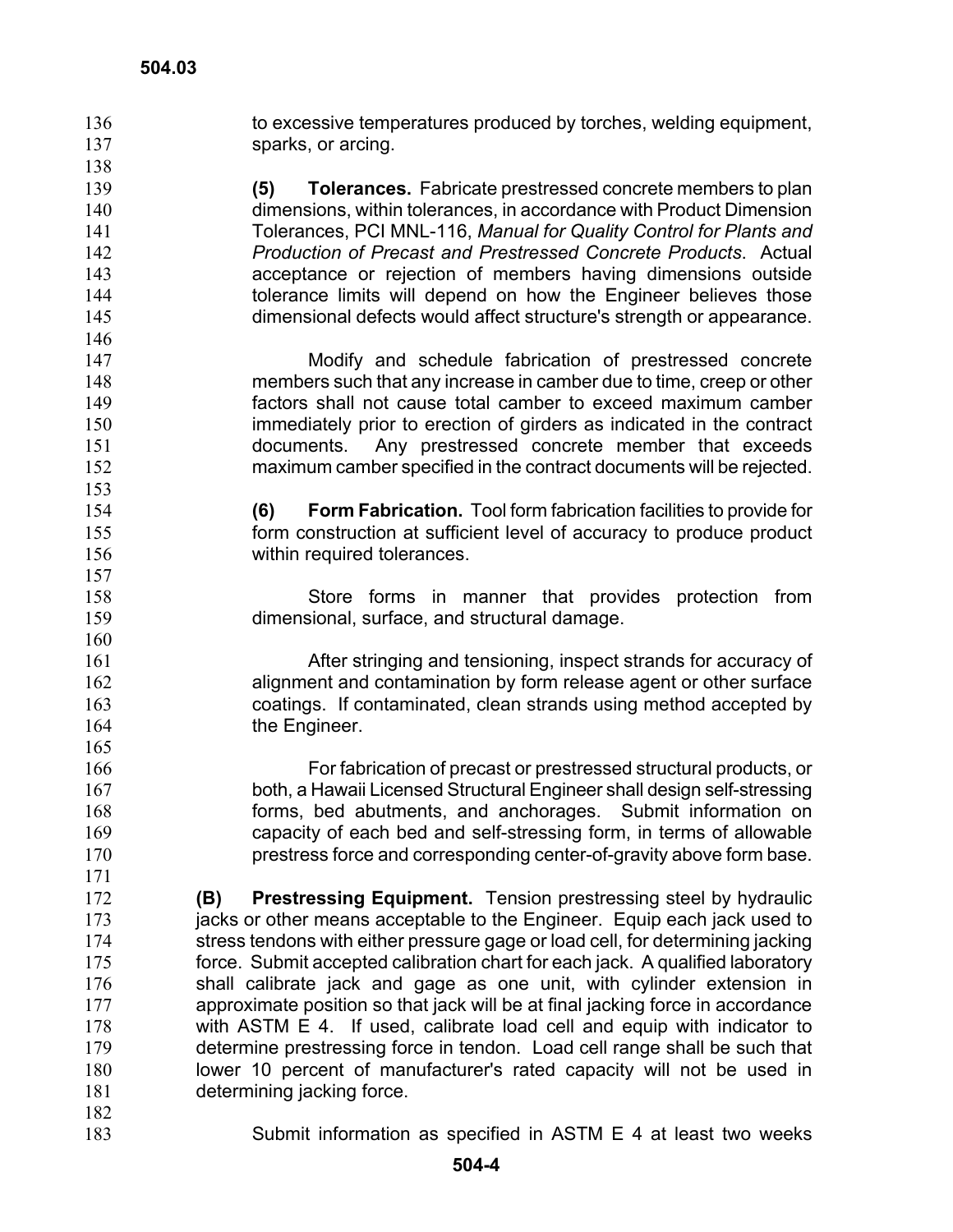to excessive temperatures produced by torches, welding equipment, sparks, or arcing.

**(5) Tolerances.** Fabricate prestressed concrete members to plan dimensions, within tolerances, in accordance with Product Dimension Tolerances, PCI MNL-116, *Manual for Quality Control for Plants and Production of Precast and Prestressed Concrete Products*. Actual acceptance or rejection of members having dimensions outside tolerance limits will depend on how the Engineer believes those dimensional defects would affect structure's strength or appearance.

Modify and schedule fabrication of prestressed concrete members such that any increase in camber due to time, creep or other factors shall not cause total camber to exceed maximum camber immediately prior to erection of girders as indicated in the contract documents. Any prestressed concrete member that exceeds maximum camber specified in the contract documents will be rejected.

**(6) Form Fabrication.** Tool form fabrication facilities to provide for form construction at sufficient level of accuracy to produce product within required tolerances.

Store forms in manner that provides protection from dimensional, surface, and structural damage.

After stringing and tensioning, inspect strands for accuracy of alignment and contamination by form release agent or other surface coatings. If contaminated, clean strands using method accepted by the Engineer.

For fabrication of precast or prestressed structural products, or both, a Hawaii Licensed Structural Engineer shall design self-stressing forms, bed abutments, and anchorages. Submit information on capacity of each bed and self-stressing form, in terms of allowable prestress force and corresponding center-of-gravity above form base.

**(B) Prestressing Equipment.** Tension prestressing steel by hydraulic jacks or other means acceptable to the Engineer. Equip each jack used to stress tendons with either pressure gage or load cell, for determining jacking force. Submit accepted calibration chart for each jack. A qualified laboratory shall calibrate jack and gage as one unit, with cylinder extension in approximate position so that jack will be at final jacking force in accordance with ASTM E 4. If used, calibrate load cell and equip with indicator to determine prestressing force in tendon. Load cell range shall be such that lower 10 percent of manufacturer's rated capacity will not be used in determining jacking force.

Submit information as specified in ASTM E 4 at least two weeks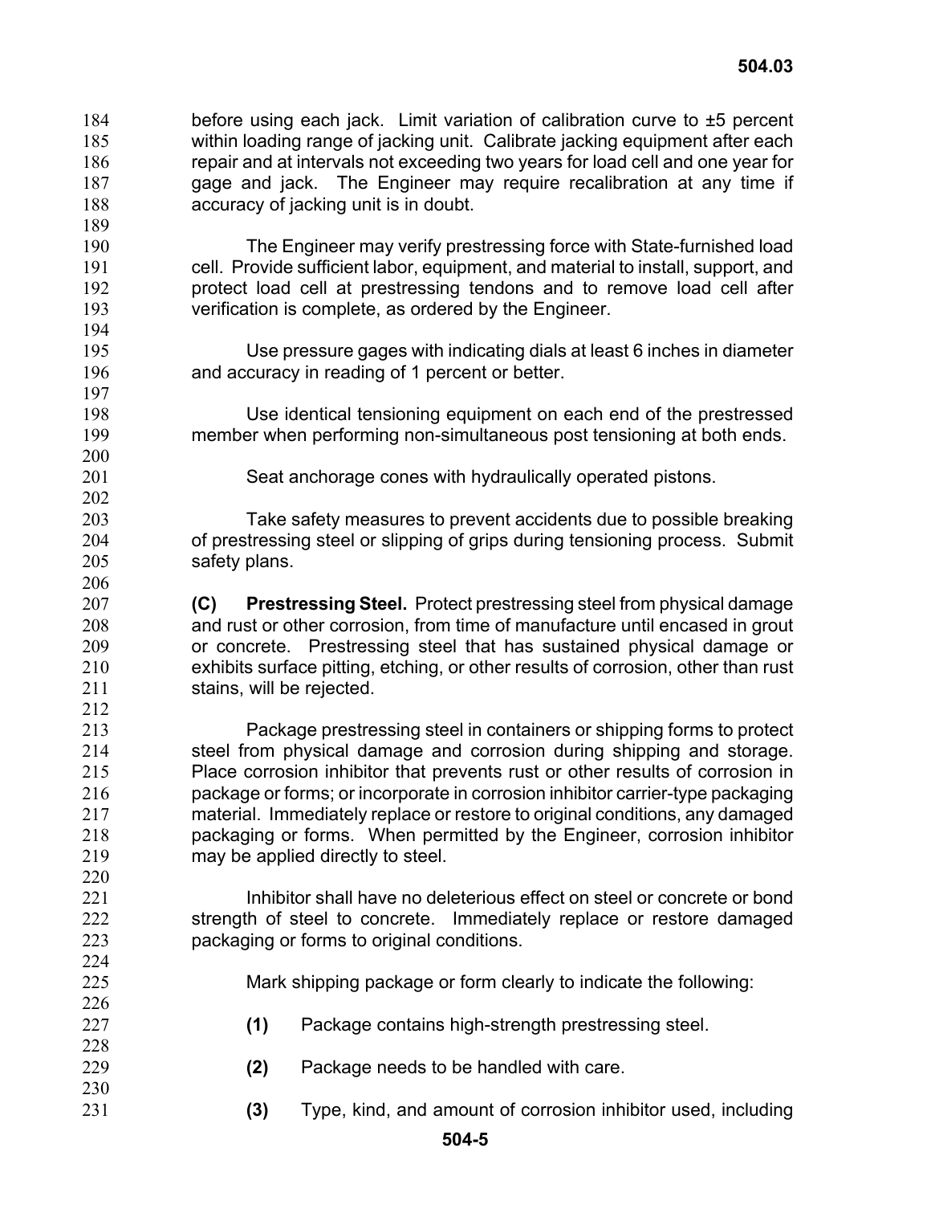before using each jack. Limit variation of calibration curve to ±5 percent within loading range of jacking unit. Calibrate jacking equipment after each repair and at intervals not exceeding two years for load cell and one year for gage and jack. The Engineer may require recalibration at any time if accuracy of jacking unit is in doubt.

The Engineer may verify prestressing force with State-furnished load cell. Provide sufficient labor, equipment, and material to install, support, and protect load cell at prestressing tendons and to remove load cell after verification is complete, as ordered by the Engineer.

Use pressure gages with indicating dials at least 6 inches in diameter and accuracy in reading of 1 percent or better.

Use identical tensioning equipment on each end of the prestressed member when performing non-simultaneous post tensioning at both ends.

Seat anchorage cones with hydraulically operated pistons.

Take safety measures to prevent accidents due to possible breaking of prestressing steel or slipping of grips during tensioning process. Submit safety plans.

**(C) Prestressing Steel.** Protect prestressing steel from physical damage and rust or other corrosion, from time of manufacture until encased in grout or concrete. Prestressing steel that has sustained physical damage or exhibits surface pitting, etching, or other results of corrosion, other than rust stains, will be rejected.

Package prestressing steel in containers or shipping forms to protect steel from physical damage and corrosion during shipping and storage. Place corrosion inhibitor that prevents rust or other results of corrosion in package or forms; or incorporate in corrosion inhibitor carrier-type packaging material. Immediately replace or restore to original conditions, any damaged packaging or forms. When permitted by the Engineer, corrosion inhibitor may be applied directly to steel.

Inhibitor shall have no deleterious effect on steel or concrete or bond strength of steel to concrete. Immediately replace or restore damaged packaging or forms to original conditions.

Mark shipping package or form clearly to indicate the following:

**(1)** Package contains high-strength prestressing steel.

**(2)** Package needs to be handled with care.

**(3)** Type, kind, and amount of corrosion inhibitor used, including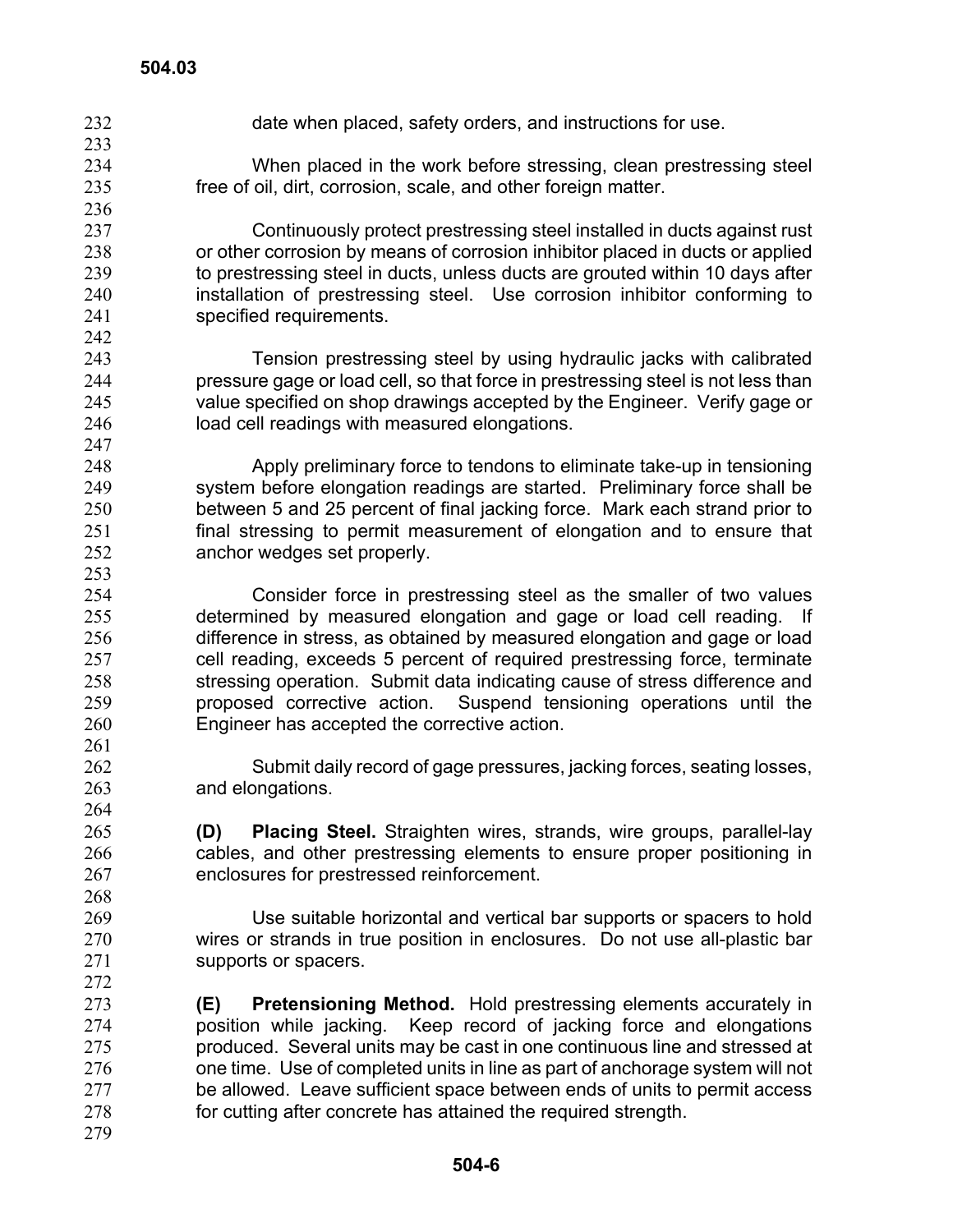date when placed, safety orders, and instructions for use.

When placed in the work before stressing, clean prestressing steel free of oil, dirt, corrosion, scale, and other foreign matter.

Continuously protect prestressing steel installed in ducts against rust or other corrosion by means of corrosion inhibitor placed in ducts or applied to prestressing steel in ducts, unless ducts are grouted within 10 days after installation of prestressing steel. Use corrosion inhibitor conforming to specified requirements.

Tension prestressing steel by using hydraulic jacks with calibrated pressure gage or load cell, so that force in prestressing steel is not less than value specified on shop drawings accepted by the Engineer. Verify gage or load cell readings with measured elongations.

Apply preliminary force to tendons to eliminate take-up in tensioning system before elongation readings are started. Preliminary force shall be between 5 and 25 percent of final jacking force. Mark each strand prior to final stressing to permit measurement of elongation and to ensure that anchor wedges set properly.

Consider force in prestressing steel as the smaller of two values determined by measured elongation and gage or load cell reading. If difference in stress, as obtained by measured elongation and gage or load cell reading, exceeds 5 percent of required prestressing force, terminate stressing operation. Submit data indicating cause of stress difference and proposed corrective action. Suspend tensioning operations until the Engineer has accepted the corrective action.

Submit daily record of gage pressures, jacking forces, seating losses, and elongations.

**(D) Placing Steel.** Straighten wires, strands, wire groups, parallel-lay cables, and other prestressing elements to ensure proper positioning in enclosures for prestressed reinforcement.

Use suitable horizontal and vertical bar supports or spacers to hold wires or strands in true position in enclosures. Do not use all-plastic bar supports or spacers.

**(E) Pretensioning Method.** Hold prestressing elements accurately in position while jacking. Keep record of jacking force and elongations produced. Several units may be cast in one continuous line and stressed at one time. Use of completed units in line as part of anchorage system will not be allowed. Leave sufficient space between ends of units to permit access for cutting after concrete has attained the required strength.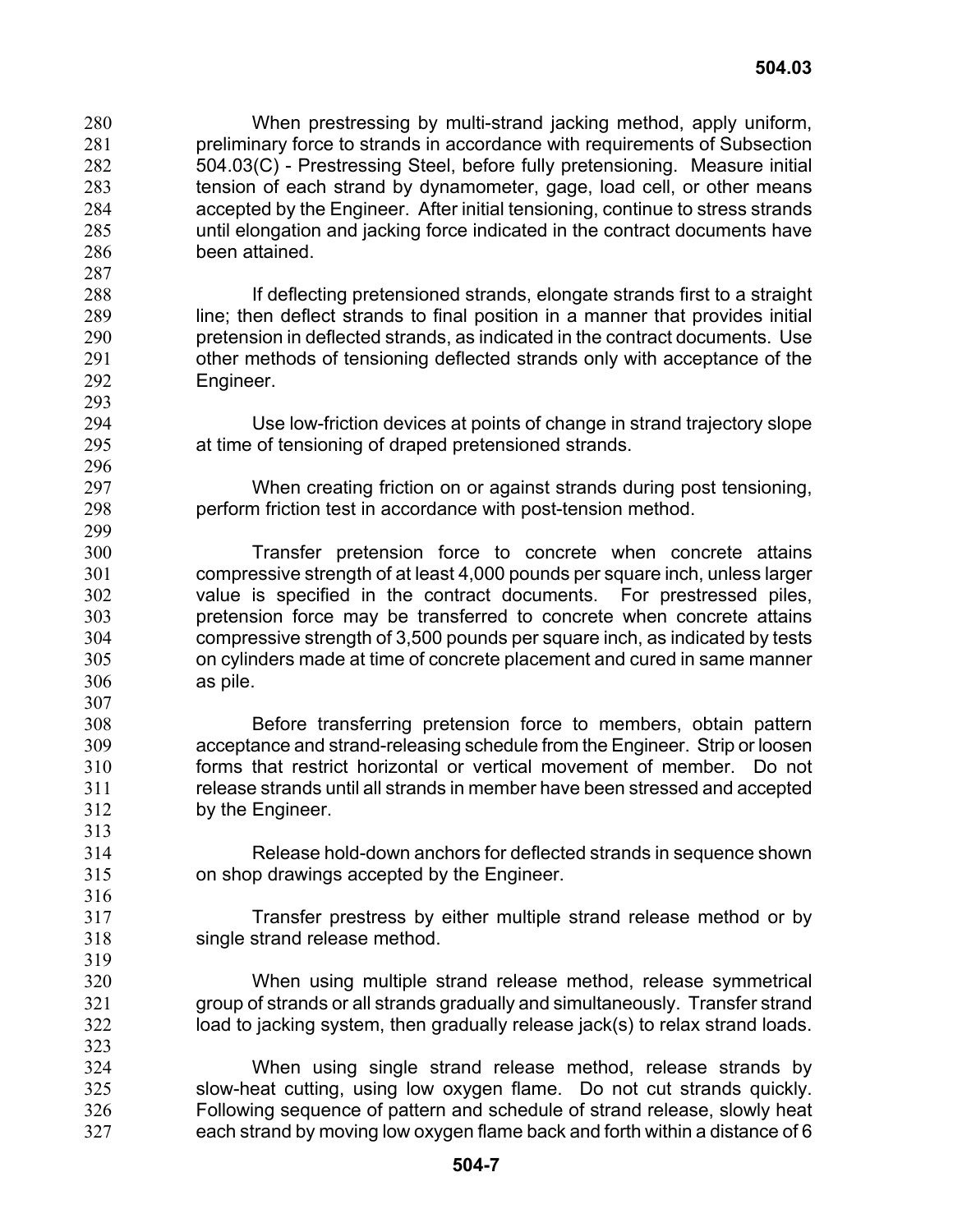When prestressing by multi-strand jacking method, apply uniform, preliminary force to strands in accordance with requirements of Subsection 504.03(C) - Prestressing Steel, before fully pretensioning. Measure initial tension of each strand by dynamometer, gage, load cell, or other means accepted by the Engineer. After initial tensioning, continue to stress strands until elongation and jacking force indicated in the contract documents have been attained.

If deflecting pretensioned strands, elongate strands first to a straight line; then deflect strands to final position in a manner that provides initial pretension in deflected strands, as indicated in the contract documents. Use other methods of tensioning deflected strands only with acceptance of the Engineer.

Use low-friction devices at points of change in strand trajectory slope at time of tensioning of draped pretensioned strands.

When creating friction on or against strands during post tensioning, perform friction test in accordance with post-tension method.

Transfer pretension force to concrete when concrete attains compressive strength of at least 4,000 pounds per square inch, unless larger value is specified in the contract documents. For prestressed piles, pretension force may be transferred to concrete when concrete attains compressive strength of 3,500 pounds per square inch, as indicated by tests on cylinders made at time of concrete placement and cured in same manner as pile.

Before transferring pretension force to members, obtain pattern acceptance and strand-releasing schedule from the Engineer. Strip or loosen forms that restrict horizontal or vertical movement of member. Do not release strands until all strands in member have been stressed and accepted by the Engineer.

Release hold-down anchors for deflected strands in sequence shown on shop drawings accepted by the Engineer.

Transfer prestress by either multiple strand release method or by single strand release method.

When using multiple strand release method, release symmetrical group of strands or all strands gradually and simultaneously. Transfer strand load to jacking system, then gradually release jack(s) to relax strand loads.

When using single strand release method, release strands by slow-heat cutting, using low oxygen flame. Do not cut strands quickly. Following sequence of pattern and schedule of strand release, slowly heat each strand by moving low oxygen flame back and forth within a distance of 6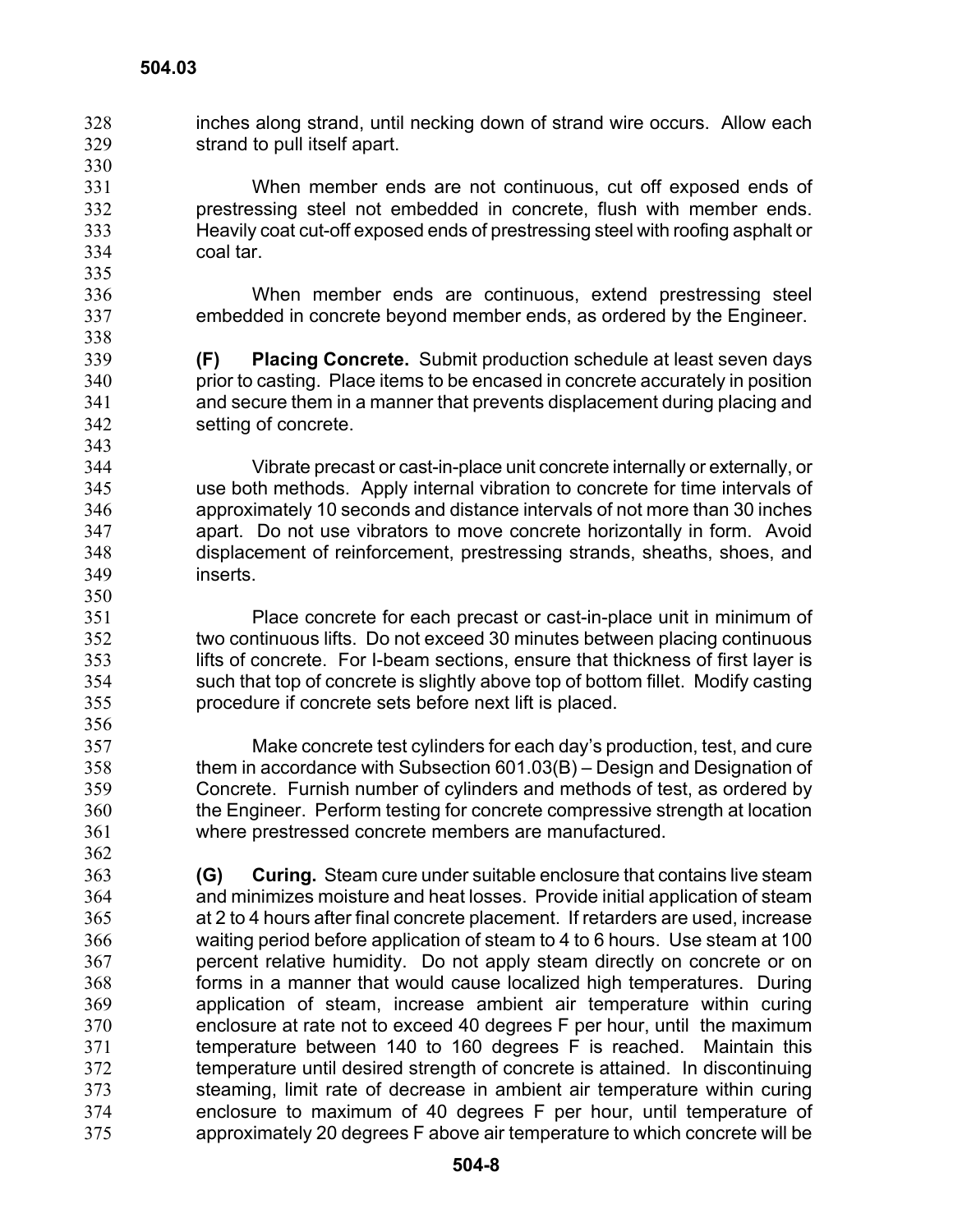inches along strand, until necking down of strand wire occurs. Allow each strand to pull itself apart.

When member ends are not continuous, cut off exposed ends of prestressing steel not embedded in concrete, flush with member ends. Heavily coat cut-off exposed ends of prestressing steel with roofing asphalt or coal tar.

When member ends are continuous, extend prestressing steel embedded in concrete beyond member ends, as ordered by the Engineer.

**(F) Placing Concrete.** Submit production schedule at least seven days prior to casting. Place items to be encased in concrete accurately in position and secure them in a manner that prevents displacement during placing and setting of concrete.

Vibrate precast or cast-in-place unit concrete internally or externally, or use both methods. Apply internal vibration to concrete for time intervals of approximately 10 seconds and distance intervals of not more than 30 inches apart. Do not use vibrators to move concrete horizontally in form. Avoid displacement of reinforcement, prestressing strands, sheaths, shoes, and inserts.

Place concrete for each precast or cast-in-place unit in minimum of two continuous lifts. Do not exceed 30 minutes between placing continuous lifts of concrete. For I-beam sections, ensure that thickness of first layer is such that top of concrete is slightly above top of bottom fillet. Modify casting procedure if concrete sets before next lift is placed.

Make concrete test cylinders for each day's production, test, and cure them in accordance with Subsection 601.03(B) – Design and Designation of Concrete. Furnish number of cylinders and methods of test, as ordered by the Engineer. Perform testing for concrete compressive strength at location where prestressed concrete members are manufactured.

**(G) Curing.** Steam cure under suitable enclosure that contains live steam and minimizes moisture and heat losses. Provide initial application of steam at 2 to 4 hours after final concrete placement. If retarders are used, increase waiting period before application of steam to 4 to 6 hours. Use steam at 100 percent relative humidity. Do not apply steam directly on concrete or on forms in a manner that would cause localized high temperatures. During application of steam, increase ambient air temperature within curing enclosure at rate not to exceed 40 degrees F per hour, until the maximum temperature between 140 to 160 degrees F is reached. Maintain this temperature until desired strength of concrete is attained. In discontinuing steaming, limit rate of decrease in ambient air temperature within curing enclosure to maximum of 40 degrees F per hour, until temperature of approximately 20 degrees F above air temperature to which concrete will be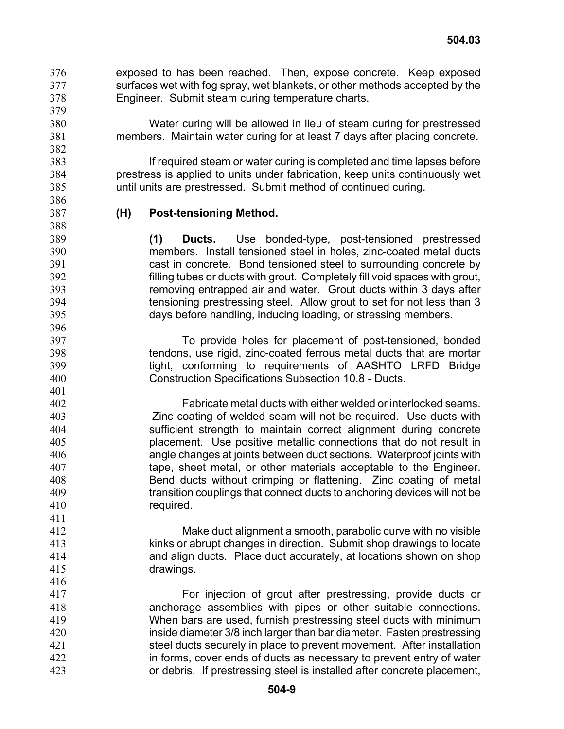exposed to has been reached. Then, expose concrete. Keep exposed surfaces wet with fog spray, wet blankets, or other methods accepted by the Engineer. Submit steam curing temperature charts.

Water curing will be allowed in lieu of steam curing for prestressed members. Maintain water curing for at least 7 days after placing concrete.

If required steam or water curing is completed and time lapses before prestress is applied to units under fabrication, keep units continuously wet until units are prestressed. Submit method of continued curing.

**(H) Post-tensioning Method.**

**(1) Ducts.** Use bonded-type, post-tensioned prestressed members. Install tensioned steel in holes, zinc-coated metal ducts cast in concrete. Bond tensioned steel to surrounding concrete by filling tubes or ducts with grout. Completely fill void spaces with grout, removing entrapped air and water. Grout ducts within 3 days after tensioning prestressing steel. Allow grout to set for not less than 3 days before handling, inducing loading, or stressing members.

To provide holes for placement of post-tensioned, bonded tendons, use rigid, zinc-coated ferrous metal ducts that are mortar tight, conforming to requirements of AASHTO LRFD Bridge Construction Specifications Subsection 10.8 - Ducts.

Fabricate metal ducts with either welded or interlocked seams. Zinc coating of welded seam will not be required. Use ducts with sufficient strength to maintain correct alignment during concrete placement. Use positive metallic connections that do not result in angle changes at joints between duct sections. Waterproof joints with tape, sheet metal, or other materials acceptable to the Engineer. Bend ducts without crimping or flattening. Zinc coating of metal transition couplings that connect ducts to anchoring devices will not be required.

Make duct alignment a smooth, parabolic curve with no visible kinks or abrupt changes in direction. Submit shop drawings to locate and align ducts. Place duct accurately, at locations shown on shop drawings.

For injection of grout after prestressing, provide ducts or anchorage assemblies with pipes or other suitable connections. When bars are used, furnish prestressing steel ducts with minimum inside diameter 3/8 inch larger than bar diameter. Fasten prestressing steel ducts securely in place to prevent movement. After installation in forms, cover ends of ducts as necessary to prevent entry of water or debris. If prestressing steel is installed after concrete placement,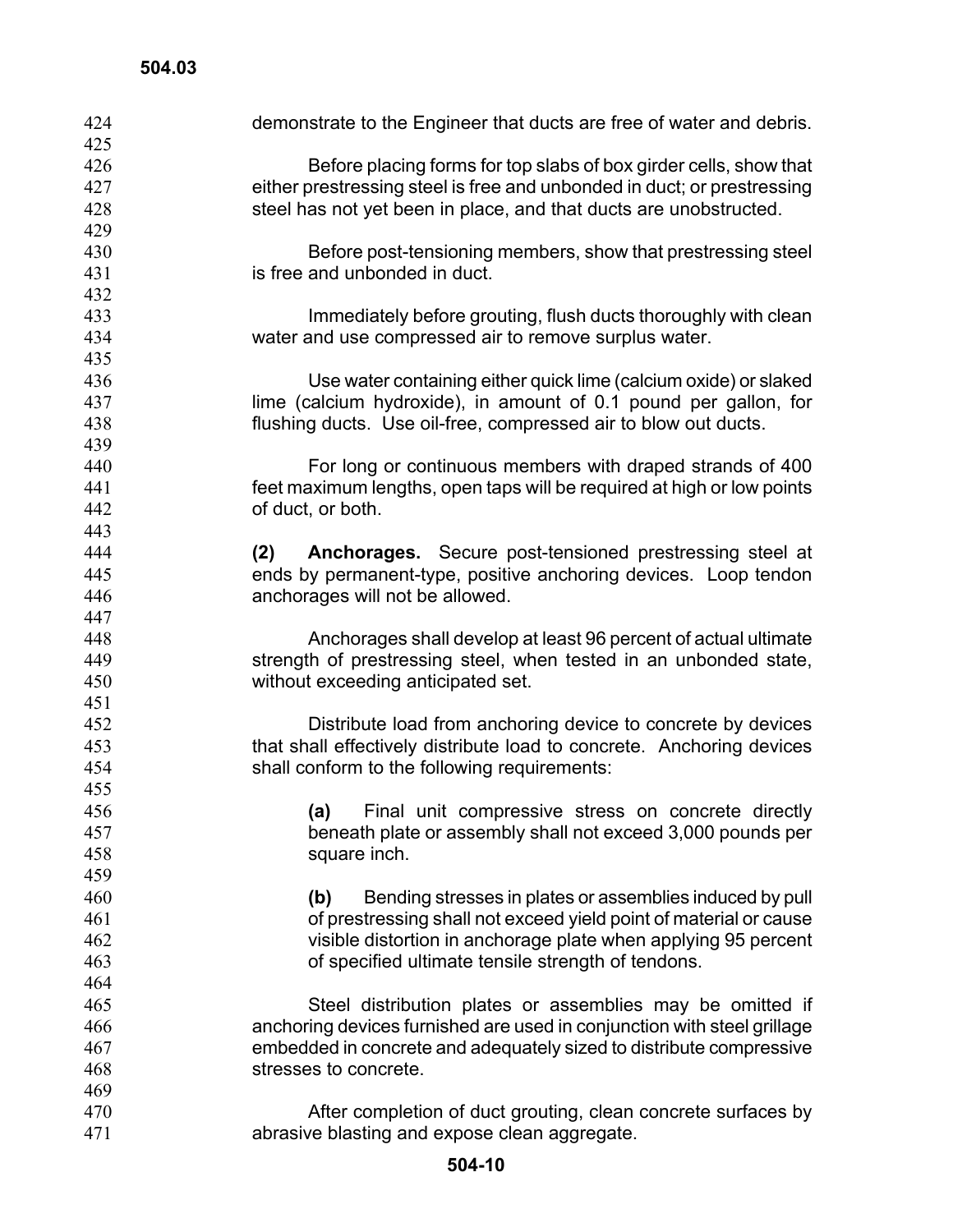demonstrate to the Engineer that ducts are free of water and debris.

Before placing forms for top slabs of box girder cells, show that either prestressing steel is free and unbonded in duct; or prestressing steel has not yet been in place, and that ducts are unobstructed.

Before post-tensioning members, show that prestressing steel is free and unbonded in duct.

Immediately before grouting, flush ducts thoroughly with clean water and use compressed air to remove surplus water.

Use water containing either quick lime (calcium oxide) or slaked lime (calcium hydroxide), in amount of 0.1 pound per gallon, for flushing ducts. Use oil-free, compressed air to blow out ducts.

For long or continuous members with draped strands of 400 feet maximum lengths, open taps will be required at high or low points of duct, or both.

**(2) Anchorages.** Secure post-tensioned prestressing steel at ends by permanent-type, positive anchoring devices. Loop tendon anchorages will not be allowed.

Anchorages shall develop at least 96 percent of actual ultimate strength of prestressing steel, when tested in an unbonded state, without exceeding anticipated set.

Distribute load from anchoring device to concrete by devices that shall effectively distribute load to concrete. Anchoring devices shall conform to the following requirements:

**(a)** Final unit compressive stress on concrete directly beneath plate or assembly shall not exceed 3,000 pounds per square inch.

**(b)** Bending stresses in plates or assemblies induced by pull of prestressing shall not exceed yield point of material or cause visible distortion in anchorage plate when applying 95 percent of specified ultimate tensile strength of tendons.

Steel distribution plates or assemblies may be omitted if anchoring devices furnished are used in conjunction with steel grillage embedded in concrete and adequately sized to distribute compressive stresses to concrete.

After completion of duct grouting, clean concrete surfaces by abrasive blasting and expose clean aggregate.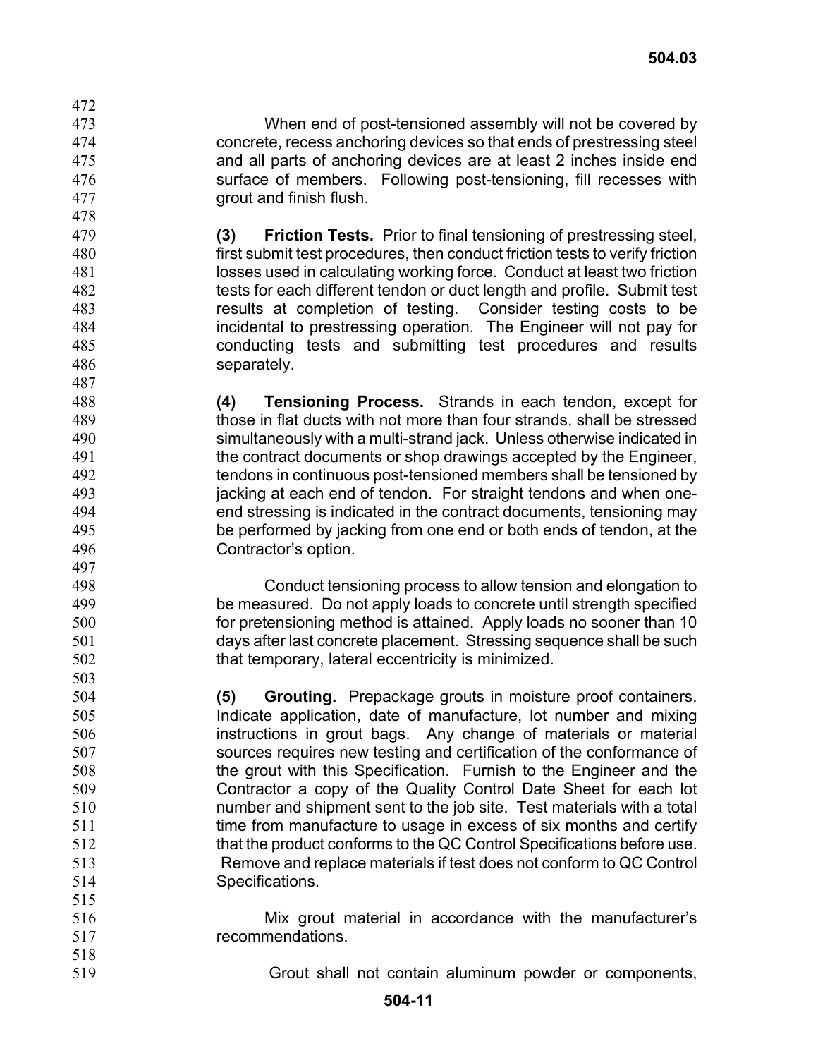When end of post-tensioned assembly will not be covered by concrete, recess anchoring devices so that ends of prestressing steel and all parts of anchoring devices are at least 2 inches inside end surface of members. Following post-tensioning, fill recesses with grout and finish flush.

**(3) Friction Tests.** Prior to final tensioning of prestressing steel, first submit test procedures, then conduct friction tests to verify friction losses used in calculating working force. Conduct at least two friction tests for each different tendon or duct length and profile. Submit test results at completion of testing. Consider testing costs to be incidental to prestressing operation. The Engineer will not pay for conducting tests and submitting test procedures and results separately.

**(4) Tensioning Process.** Strands in each tendon, except for those in flat ducts with not more than four strands, shall be stressed simultaneously with a multi-strand jack. Unless otherwise indicated in the contract documents or shop drawings accepted by the Engineer, tendons in continuous post-tensioned members shall be tensioned by jacking at each end of tendon. For straight tendons and when one-end stressing is indicated in the contract documents, tensioning may be performed by jacking from one end or both ends of tendon, at the Contractor's option.

Conduct tensioning process to allow tension and elongation to be measured. Do not apply loads to concrete until strength specified for pretensioning method is attained. Apply loads no sooner than 10 days after last concrete placement. Stressing sequence shall be such that temporary, lateral eccentricity is minimized.

**(5) Grouting.** Prepackage grouts in moisture proof containers. Indicate application, date of manufacture, lot number and mixing instructions in grout bags. Any change of materials or material sources requires new testing and certification of the conformance of the grout with this Specification. Furnish to the Engineer and the Contractor a copy of the Quality Control Date Sheet for each lot number and shipment sent to the job site. Test materials with a total time from manufacture to usage in excess of six months and certify that the product conforms to the QC Control Specifications before use. Remove and replace materials if test does not conform to QC Control Specifications.

Mix grout material in accordance with the manufacturer's recommendations.

Grout shall not contain aluminum powder or components,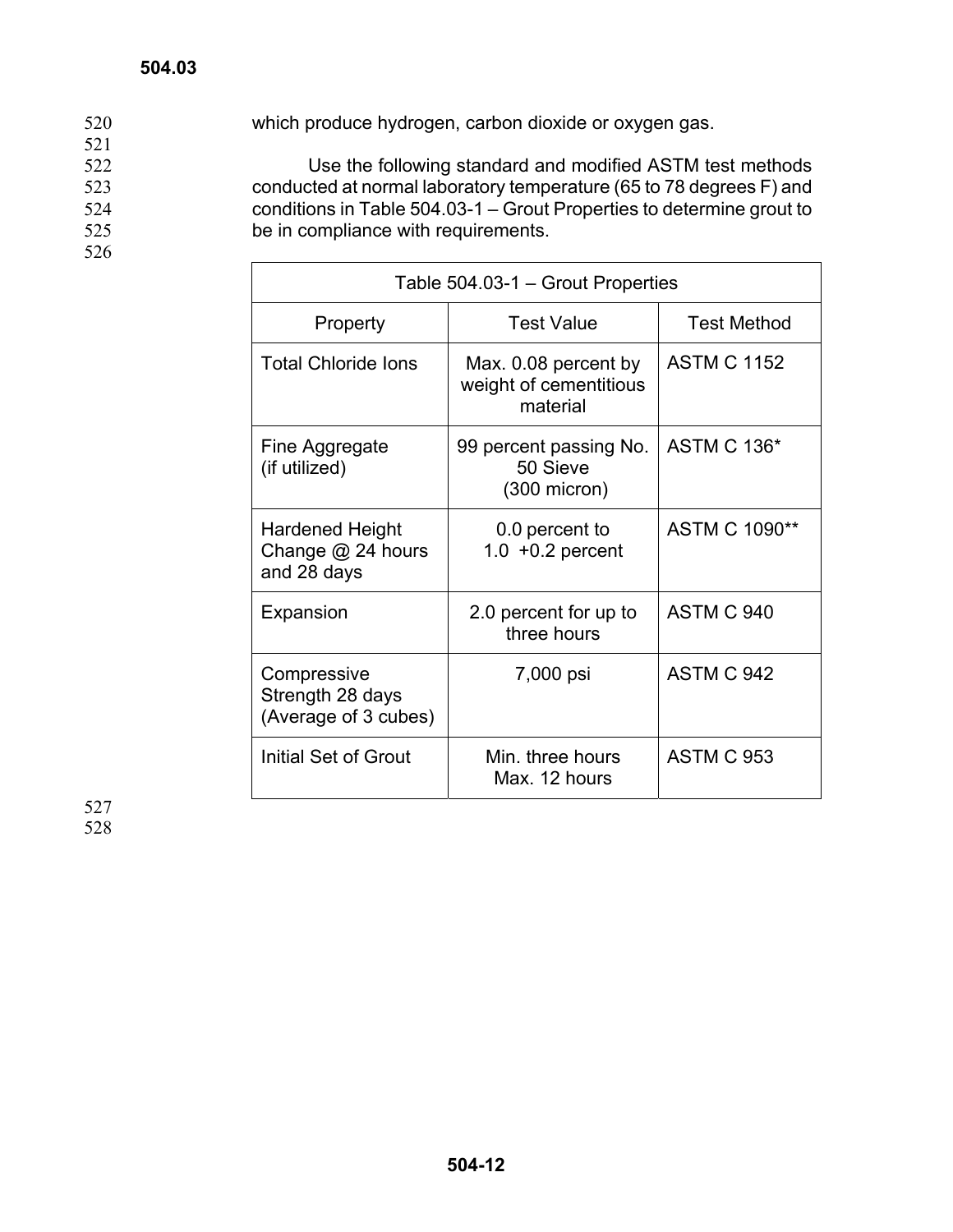which produce hydrogen, carbon dioxide or oxygen gas.

Use the following standard and modified ASTM test methods conducted at normal laboratory temperature (65 to 78 degrees F) and conditions in Table 504.03-1 – Grout Properties to determine grout to be in compliance with requirements.

| Table 504.03-1 – Grout Properties | | |
|---|---|---|
| Property | Test Value | Test Method |
| Total Chloride Ions | Max. 0.08 percent by weight of cementitious material | ASTM C 1152 |
| Fine Aggregate (if utilized) | 99 percent passing No. 50 Sieve (300 micron) | ASTM C 136* |
| Hardened Height Change @ 24 hours and 28 days | 0.0 percent to 1.0 +0.2 percent | ASTM C 1090** |
| Expansion | 2.0 percent for up to three hours | ASTM C 940 |
| Compressive Strength 28 days (Average of 3 cubes) | 7,000 psi | ASTM C 942 |
| Initial Set of Grout | Min. three hours Max. 12 hours | ASTM C 953 |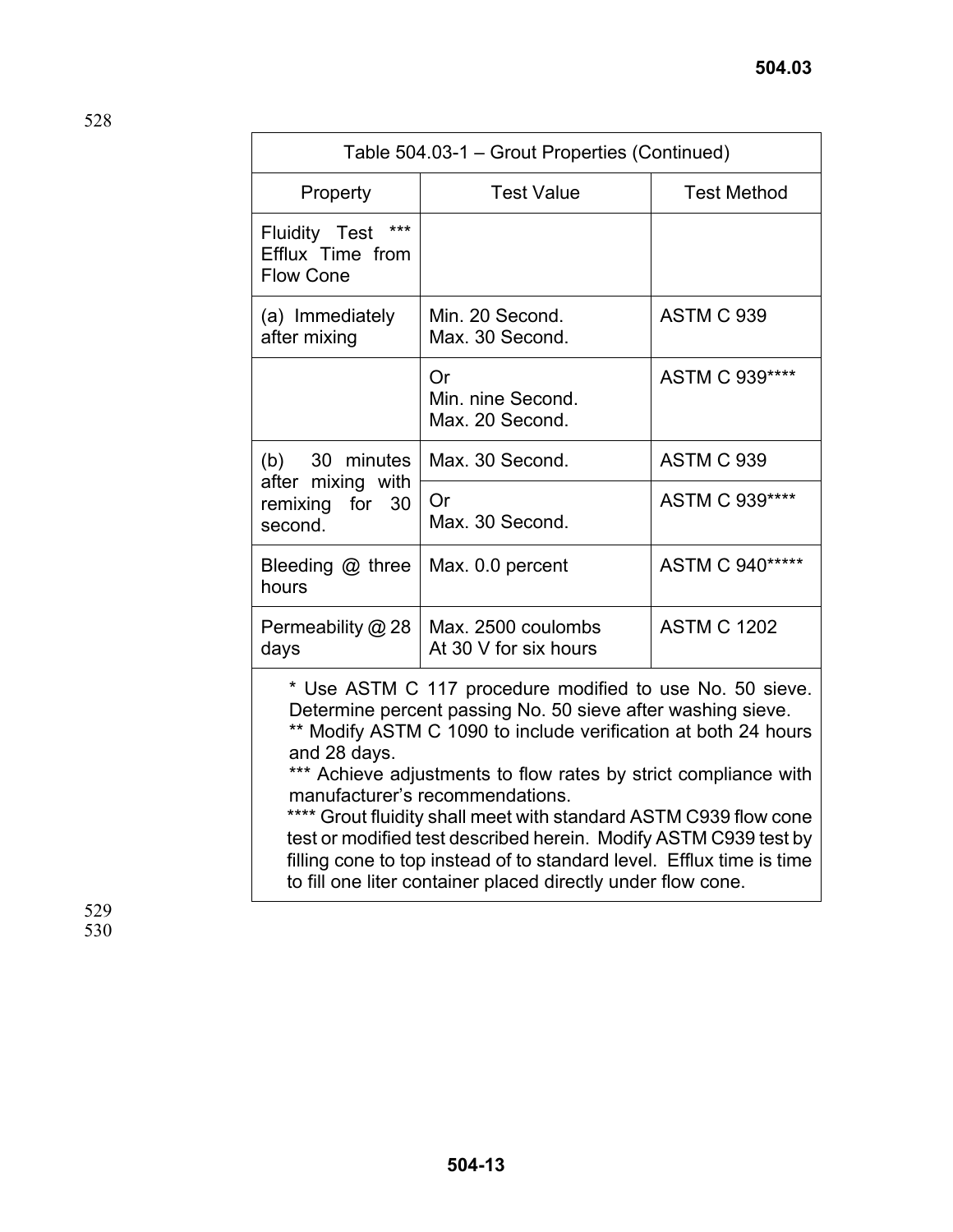| Table 504.03-1 – Grout Properties (Continued) | | |
|---|---|---|
| Property | Test Value | Test Method |
| Fluidity Test *** Efflux Time from Flow Cone | | |
| (a) Immediately after mixing | Min. 20 Second. Max. 30 Second. | ASTM C 939 |
| | Or Min. nine Second. Max. 20 Second. | ASTM C 939**** |
| (b) 30 minutes after mixing with remixing for 30 second. | Max. 30 Second. | ASTM C 939 |
| | Or Max. 30 Second. | ASTM C 939**** |
| Bleeding @ three hours | Max. 0.0 percent | ASTM C 940***** |
| Permeability @ 28 days | Max. 2500 coulombs At 30 V for six hours | ASTM C 1202 |

* Use ASTM C 117 procedure modified to use No. 50 sieve. Determine percent passing No. 50 sieve after washing sieve.
** Modify ASTM C 1090 to include verification at both 24 hours and 28 days.
*** Achieve adjustments to flow rates by strict compliance with manufacturer's recommendations.
**** Grout fluidity shall meet with standard ASTM C939 flow cone test or modified test described herein. Modify ASTM C939 test by filling cone to top instead of to standard level. Efflux time is time to fill one liter container placed directly under flow cone.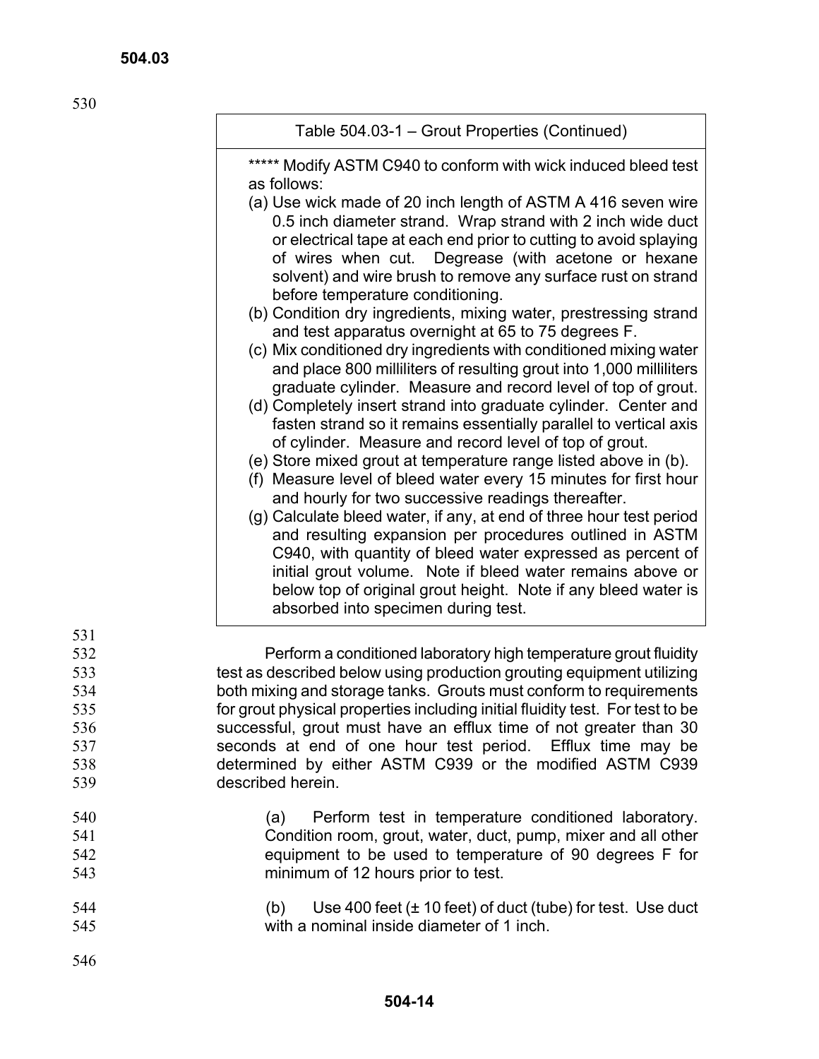| Table 504.03-1 – Grout Properties (Continued) |
|---|
| ***** Modify ASTM C940 to conform with wick induced bleed test as follows:<br>(a) Use wick made of 20 inch length of ASTM A 416 seven wire 0.5 inch diameter strand. Wrap strand with 2 inch wide duct or electrical tape at each end prior to cutting to avoid splaying of wires when cut. Degrease (with acetone or hexane solvent) and wire brush to remove any surface rust on strand before temperature conditioning.<br>(b) Condition dry ingredients, mixing water, prestressing strand and test apparatus overnight at 65 to 75 degrees F.<br>(c) Mix conditioned dry ingredients with conditioned mixing water and place 800 milliliters of resulting grout into 1,000 milliliters graduate cylinder. Measure and record level of top of grout.<br>(d) Completely insert strand into graduate cylinder. Center and fasten strand so it remains essentially parallel to vertical axis of cylinder. Measure and record level of top of grout.<br>(e) Store mixed grout at temperature range listed above in (b).<br>(f) Measure level of bleed water every 15 minutes for first hour and hourly for two successive readings thereafter.<br>(g) Calculate bleed water, if any, at end of three hour test period and resulting expansion per procedures outlined in ASTM C940, with quantity of bleed water expressed as percent of initial grout volume. Note if bleed water remains above or below top of original grout height. Note if any bleed water is absorbed into specimen during test. |

Perform a conditioned laboratory high temperature grout fluidity test as described below using production grouting equipment utilizing both mixing and storage tanks. Grouts must conform to requirements for grout physical properties including initial fluidity test. For test to be successful, grout must have an efflux time of not greater than 30 seconds at end of one hour test period. Efflux time may be determined by either ASTM C939 or the modified ASTM C939 described herein.

(a) Perform test in temperature conditioned laboratory. Condition room, grout, water, duct, pump, mixer and all other equipment to be used to temperature of 90 degrees F for minimum of 12 hours prior to test.

(b) Use 400 feet (± 10 feet) of duct (tube) for test. Use duct with a nominal inside diameter of 1 inch.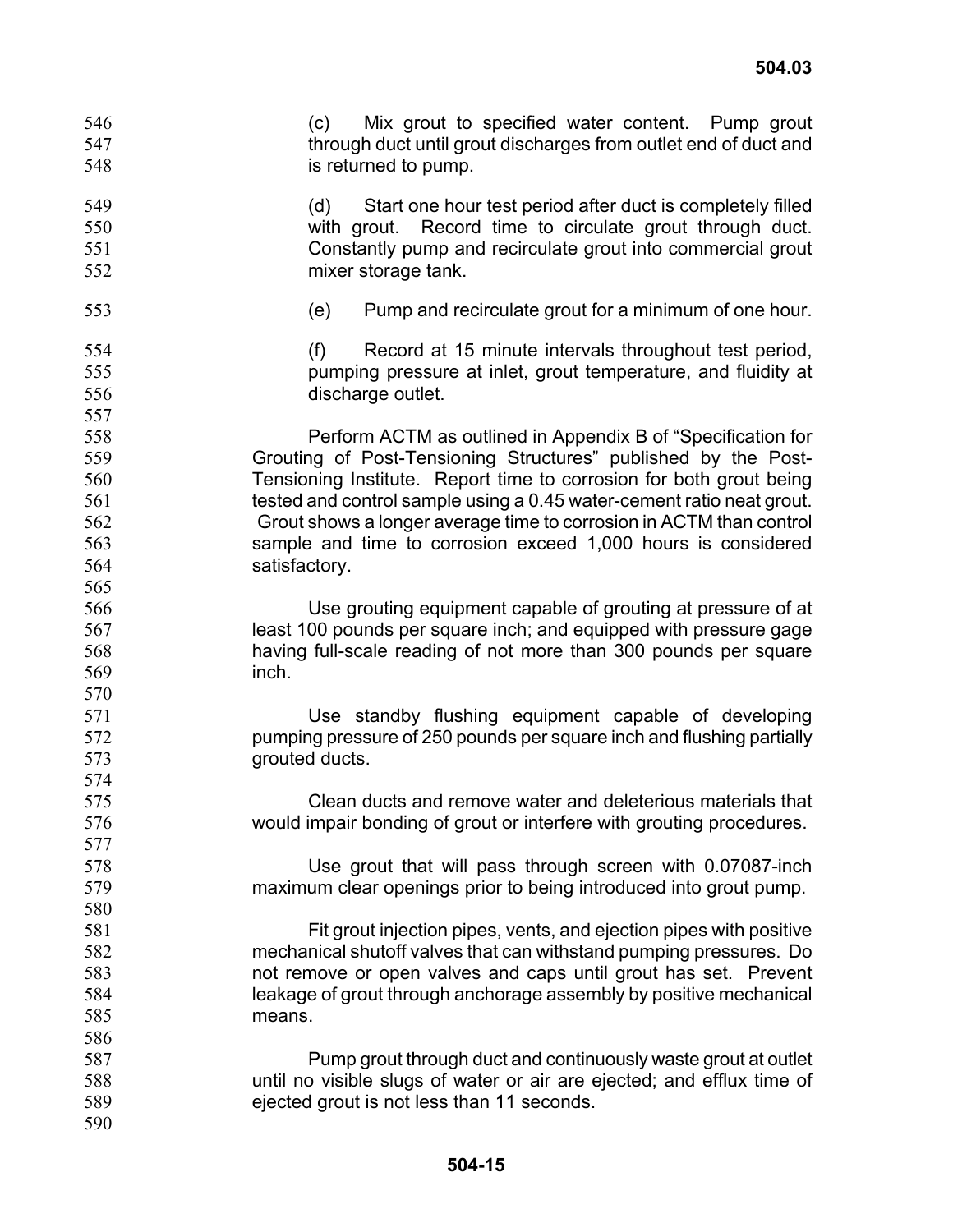(c) Mix grout to specified water content. Pump grout through duct until grout discharges from outlet end of duct and is returned to pump.

(d) Start one hour test period after duct is completely filled with grout. Record time to circulate grout through duct. Constantly pump and recirculate grout into commercial grout mixer storage tank.

(e) Pump and recirculate grout for a minimum of one hour.

(f) Record at 15 minute intervals throughout test period, pumping pressure at inlet, grout temperature, and fluidity at discharge outlet.

Perform ACTM as outlined in Appendix B of "Specification for Grouting of Post-Tensioning Structures" published by the Post-Tensioning Institute. Report time to corrosion for both grout being tested and control sample using a 0.45 water-cement ratio neat grout. Grout shows a longer average time to corrosion in ACTM than control sample and time to corrosion exceed 1,000 hours is considered satisfactory.

Use grouting equipment capable of grouting at pressure of at least 100 pounds per square inch; and equipped with pressure gage having full-scale reading of not more than 300 pounds per square inch.

Use standby flushing equipment capable of developing pumping pressure of 250 pounds per square inch and flushing partially grouted ducts.

Clean ducts and remove water and deleterious materials that would impair bonding of grout or interfere with grouting procedures.

Use grout that will pass through screen with 0.07087-inch maximum clear openings prior to being introduced into grout pump.

Fit grout injection pipes, vents, and ejection pipes with positive mechanical shutoff valves that can withstand pumping pressures. Do not remove or open valves and caps until grout has set. Prevent leakage of grout through anchorage assembly by positive mechanical means.

Pump grout through duct and continuously waste grout at outlet until no visible slugs of water or air are ejected; and efflux time of ejected grout is not less than 11 seconds.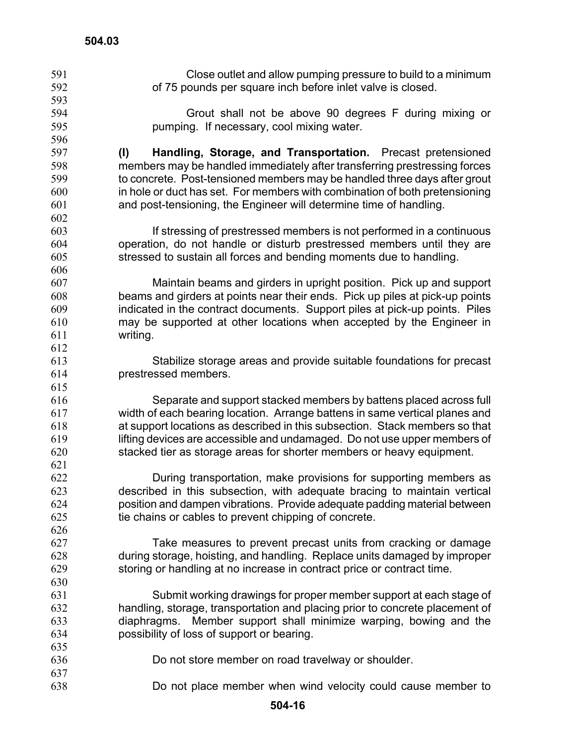Close outlet and allow pumping pressure to build to a minimum of 75 pounds per square inch before inlet valve is closed.

Grout shall not be above 90 degrees F during mixing or pumping. If necessary, cool mixing water.

**(I) Handling, Storage, and Transportation.** Precast pretensioned members may be handled immediately after transferring prestressing forces to concrete. Post-tensioned members may be handled three days after grout in hole or duct has set. For members with combination of both pretensioning and post-tensioning, the Engineer will determine time of handling.

If stressing of prestressed members is not performed in a continuous operation, do not handle or disturb prestressed members until they are stressed to sustain all forces and bending moments due to handling.

Maintain beams and girders in upright position. Pick up and support beams and girders at points near their ends. Pick up piles at pick-up points indicated in the contract documents. Support piles at pick-up points. Piles may be supported at other locations when accepted by the Engineer in writing.

Stabilize storage areas and provide suitable foundations for precast prestressed members.

Separate and support stacked members by battens placed across full width of each bearing location. Arrange battens in same vertical planes and at support locations as described in this subsection. Stack members so that lifting devices are accessible and undamaged. Do not use upper members of stacked tier as storage areas for shorter members or heavy equipment.

During transportation, make provisions for supporting members as described in this subsection, with adequate bracing to maintain vertical position and dampen vibrations. Provide adequate padding material between tie chains or cables to prevent chipping of concrete.

Take measures to prevent precast units from cracking or damage during storage, hoisting, and handling. Replace units damaged by improper storing or handling at no increase in contract price or contract time.

Submit working drawings for proper member support at each stage of handling, storage, transportation and placing prior to concrete placement of diaphragms. Member support shall minimize warping, bowing and the possibility of loss of support or bearing.

Do not store member on road travelway or shoulder.

Do not place member when wind velocity could cause member to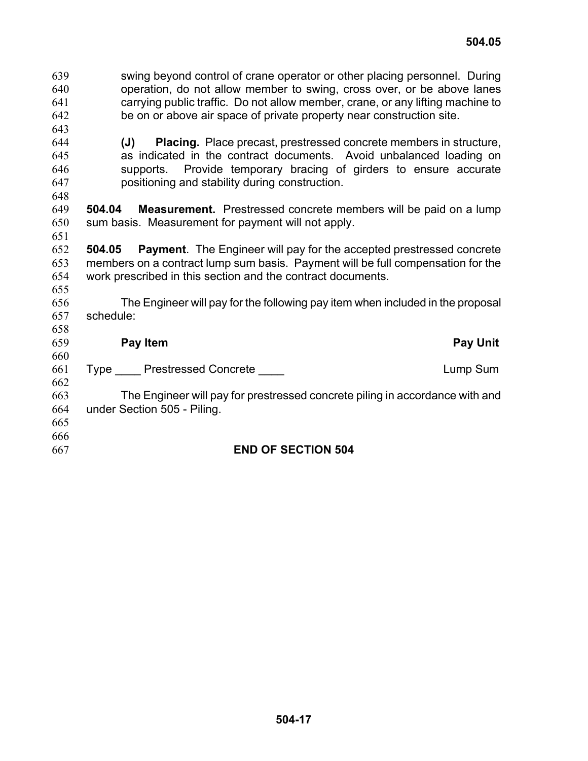swing beyond control of crane operator or other placing personnel. During operation, do not allow member to swing, cross over, or be above lanes carrying public traffic. Do not allow member, crane, or any lifting machine to be on or above air space of private property near construction site.

**(J) Placing.** Place precast, prestressed concrete members in structure, as indicated in the contract documents. Avoid unbalanced loading on supports. Provide temporary bracing of girders to ensure accurate positioning and stability during construction.

**504.04 Measurement.** Prestressed concrete members will be paid on a lump sum basis. Measurement for payment will not apply.

**504.05 Payment**. The Engineer will pay for the accepted prestressed concrete members on a contract lump sum basis. Payment will be full compensation for the work prescribed in this section and the contract documents.

The Engineer will pay for the following pay item when included in the proposal schedule:

| **Pay Item** | **Pay Unit** |
| --- | --- |
| Type ____ Prestressed Concrete ____ | Lump Sum |

The Engineer will pay for prestressed concrete piling in accordance with and under Section 505 - Piling.

**END OF SECTION 504**